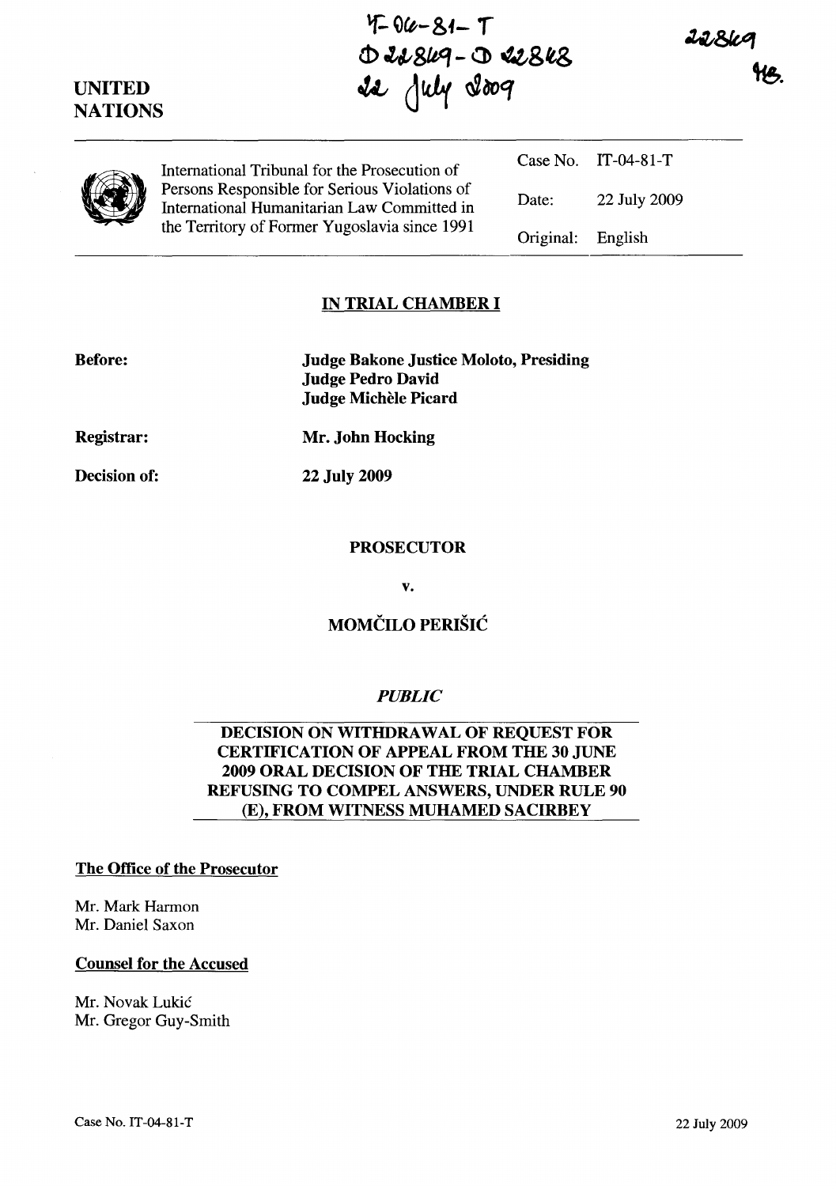IT-04-81-T
D 22849 - D 22848
22 July 2009

22849
MB.

UNITED NATIONS

International Tribunal for the Prosecution of Persons Responsible for Serious Violations of International Humanitarian Law Committed in the Territory of Former Yugoslavia since 1991

| | |
|---|---|
| Case No. | IT-04-81-T |
| Date: | 22 July 2009 |
| Original: | English |

## IN TRIAL CHAMBER I

**Before:** **Judge Bakone Justice Moloto, Presiding**
**Judge Pedro David**
**Judge Michèle Picard**

**Registrar:** **Mr. John Hocking**

**Decision of:** **22 July 2009**

**PROSECUTOR**

**v.**

**MOMČILO PERIŠIĆ**

***PUBLIC***

## DECISION ON WITHDRAWAL OF REQUEST FOR CERTIFICATION OF APPEAL FROM THE 30 JUNE 2009 ORAL DECISION OF THE TRIAL CHAMBER REFUSING TO COMPEL ANSWERS, UNDER RULE 90 (E), FROM WITNESS MUHAMED SACIRBEY

### The Office of the Prosecutor

Mr. Mark Harmon
Mr. Daniel Saxon

### Counsel for the Accused

Mr. Novak Lukić
Mr. Gregor Guy-Smith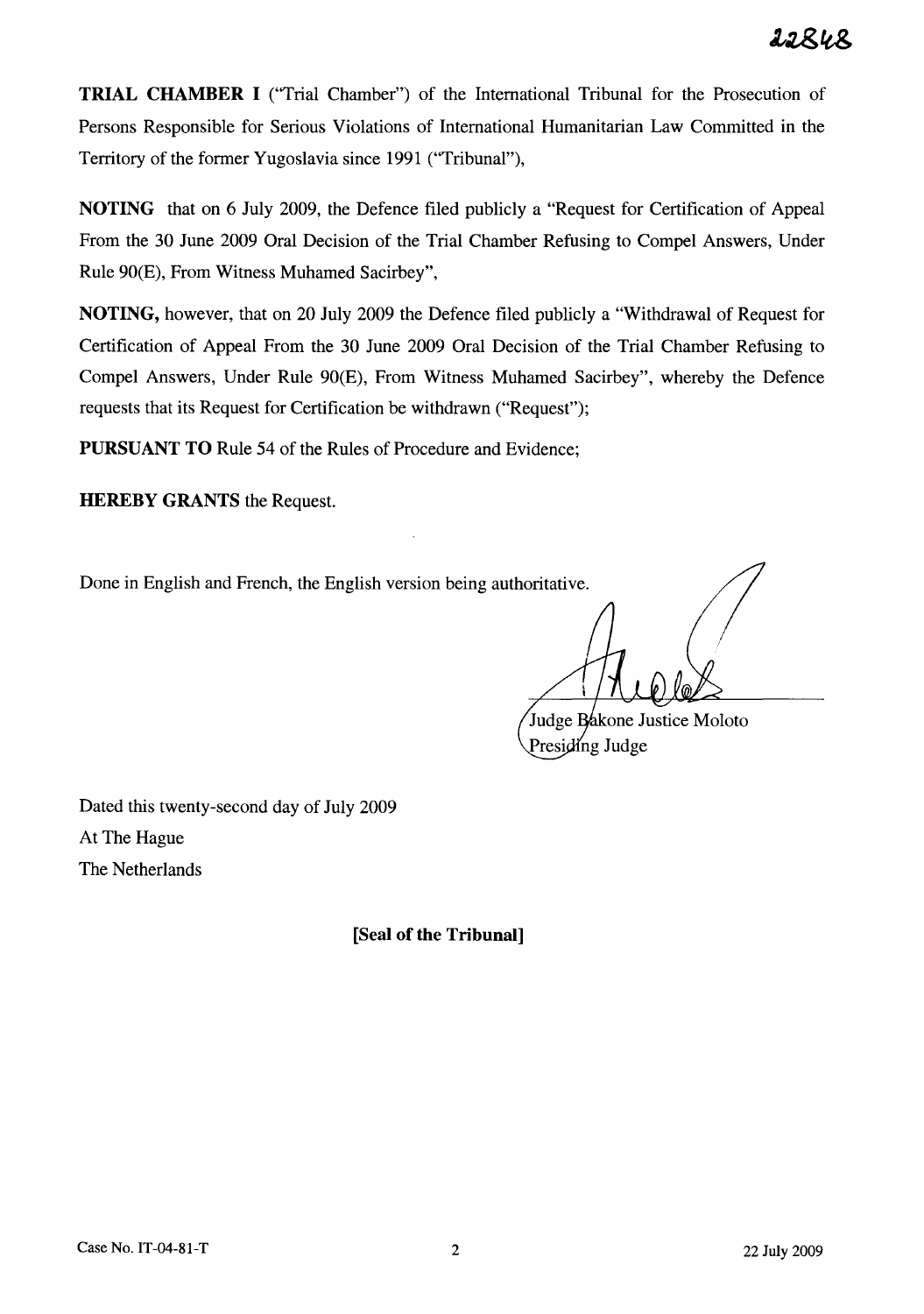**TRIAL CHAMBER I** ("Trial Chamber") of the International Tribunal for the Prosecution of Persons Responsible for Serious Violations of International Humanitarian Law Committed in the Territory of the former Yugoslavia since 1991 ("Tribunal"),

**NOTING** that on 6 July 2009, the Defence filed publicly a "Request for Certification of Appeal From the 30 June 2009 Oral Decision of the Trial Chamber Refusing to Compel Answers, Under Rule 90(E), From Witness Muhamed Sacirbey",

**NOTING,** however, that on 20 July 2009 the Defence filed publicly a "Withdrawal of Request for Certification of Appeal From the 30 June 2009 Oral Decision of the Trial Chamber Refusing to Compel Answers, Under Rule 90(E), From Witness Muhamed Sacirbey", whereby the Defence requests that its Request for Certification be withdrawn ("Request");

**PURSUANT TO** Rule 54 of the Rules of Procedure and Evidence;

**HEREBY GRANTS** the Request.

Done in English and French, the English version being authoritative.

Judge Bakone Justice Moloto
Presiding Judge

Dated this twenty-second day of July 2009
At The Hague
The Netherlands

**[Seal of the Tribunal]**